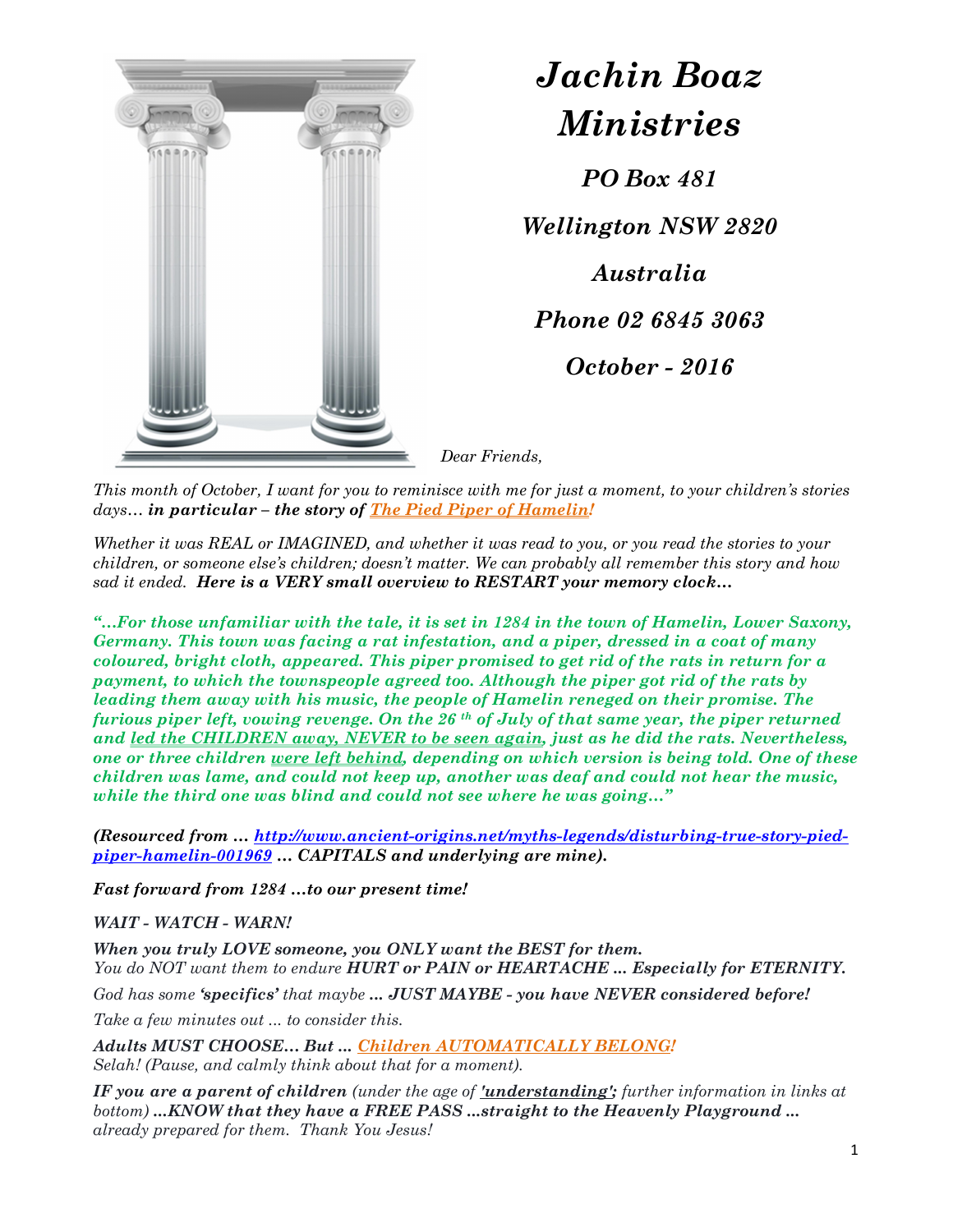# *Jachin Boaz Ministries*

***PO Box 481***

***Wellington NSW 2820***

***Australia***

***Phone 02 6845 3063***

***October - 2016***

*Dear Friends,*

*This month of October, I want for you to reminisce with me for just a moment, to your children's stories days… **in particular – the story of The Pied Piper of Hamelin!***

*Whether it was REAL or IMAGINED, and whether it was read to you, or you read the stories to your children, or someone else's children; doesn't matter. We can probably all remember this story and how sad it ended. **Here is a VERY small overview to RESTART your memory clock…***

***"…For those unfamiliar with the tale, it is set in 1284 in the town of Hamelin, Lower Saxony, Germany. This town was facing a rat infestation, and a piper, dressed in a coat of many coloured, bright cloth, appeared. This piper promised to get rid of the rats in return for a payment, to which the townspeople agreed too. Although the piper got rid of the rats by leading them away with his music, the people of Hamelin reneged on their promise. The furious piper left, vowing revenge. On the 26 th of July of that same year, the piper returned and led the CHILDREN away, NEVER to be seen again, just as he did the rats. Nevertheless, one or three children were left behind, depending on which version is being told. One of these children was lame, and could not keep up, another was deaf and could not hear the music, while the third one was blind and could not see where he was going…"***

***(Resourced from … http://www.ancient-origins.net/myths-legends/disturbing-true-story-pied-piper-hamelin-001969 … CAPITALS and underlying are mine).***

***Fast forward from 1284 …to our present time!***

***WAIT - WATCH - WARN!***

***When you truly LOVE someone, you ONLY want the BEST for them.***
*You do NOT want them to endure **HURT or PAIN or HEARTACHE … Especially for ETERNITY.***

*God has some **'specifics'** that maybe **… JUST MAYBE - you have NEVER considered before!***

*Take a few minutes out … to consider this.*

***Adults MUST CHOOSE… But … Children AUTOMATICALLY BELONG!***
*Selah! (Pause, and calmly think about that for a moment).*

***IF you are a parent of children** (under the age of **'understanding';** further information in links at bottom) **…KNOW that they have a FREE PASS …straight to the Heavenly Playground …** already prepared for them. Thank You Jesus!*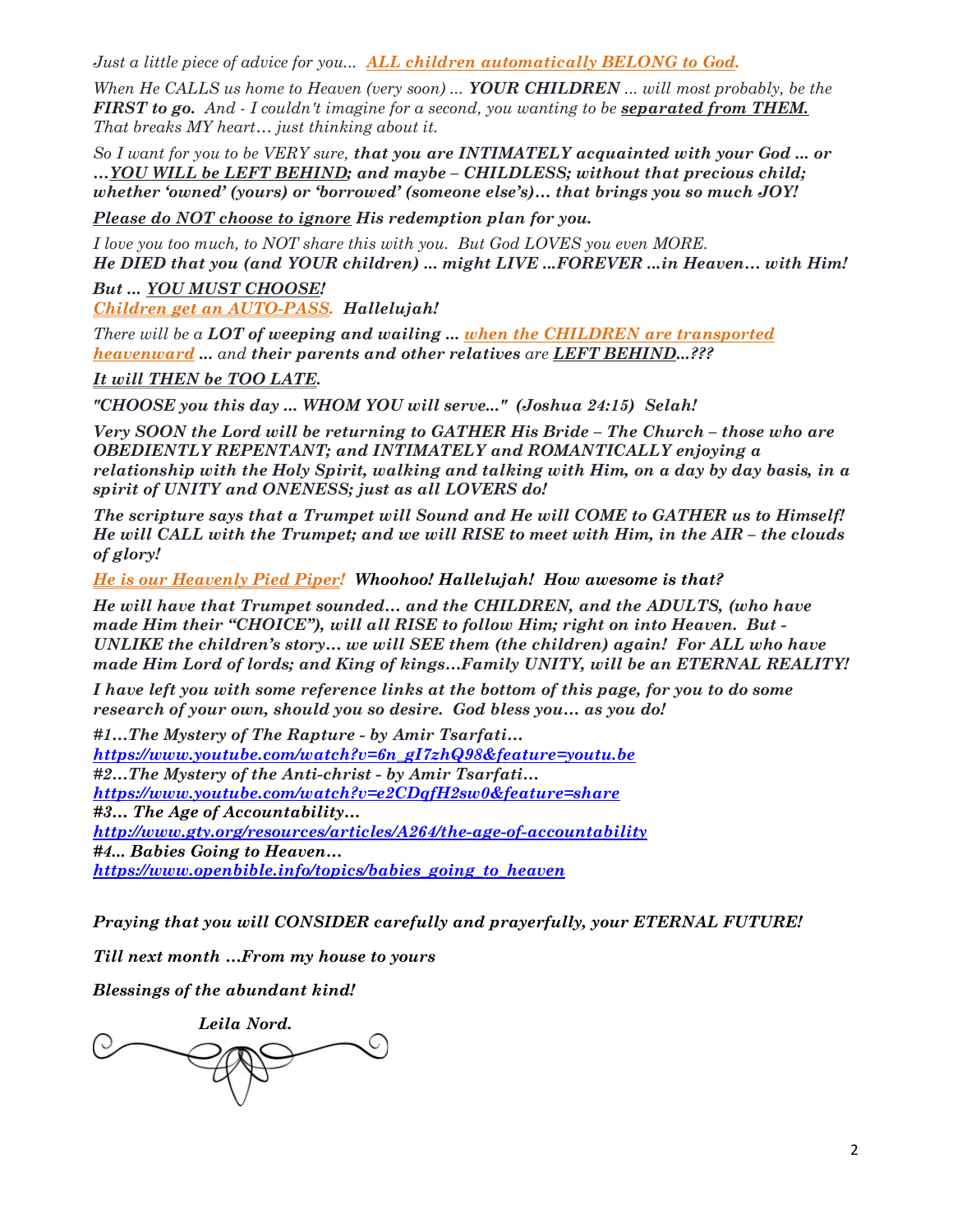*Just a little piece of advice for you... **ALL children automatically BELONG to God.***

*When He CALLS us home to Heaven (very soon) ... **YOUR CHILDREN** ... will most probably, be the **FIRST to go.** And - I couldn't imagine for a second, you wanting to be **separated from THEM.** That breaks MY heart… just thinking about it.*

*So I want for you to be VERY sure, **that you are INTIMATELY acquainted with your God ... or …YOU WILL be LEFT BEHIND; and maybe – CHILDLESS; without that precious child; whether 'owned' (yours) or 'borrowed' (someone else's)… that brings you so much JOY!***

***Please do NOT choose to ignore His redemption plan for you.***

*I love you too much, to NOT share this with you. But God LOVES you even MORE.*
***He DIED that you (and YOUR children) ... might LIVE ...FOREVER ...in Heaven… with Him!***

***But ... YOU MUST CHOOSE!***
***Children get an AUTO-PASS. Hallelujah!***

*There will be a **LOT of weeping and wailing ... when the CHILDREN are transported heavenward ...** and **their parents and other relatives** are **LEFT BEHIND...???***

***It will THEN be TOO LATE.***

***"CHOOSE you this day ... WHOM YOU will serve..." (Joshua 24:15) Selah!***

***Very SOON the Lord will be returning to GATHER His Bride – The Church – those who are OBEDIENTLY REPENTANT; and INTIMATELY and ROMANTICALLY enjoying a relationship with the Holy Spirit, walking and talking with Him, on a day by day basis, in a spirit of UNITY and ONENESS; just as all LOVERS do!***

***The scripture says that a Trumpet will Sound and He will COME to GATHER us to Himself! He will CALL with the Trumpet; and we will RISE to meet with Him, in the AIR – the clouds of glory!***

***He is our Heavenly Pied Piper! Whoohoo! Hallelujah! How awesome is that?***

***He will have that Trumpet sounded… and the CHILDREN, and the ADULTS, (who have made Him their "CHOICE"), will all RISE to follow Him; right on into Heaven. But - UNLIKE the children's story… we will SEE them (the children) again! For ALL who have made Him Lord of lords; and King of kings…Family UNITY, will be an ETERNAL REALITY!***

***I have left you with some reference links at the bottom of this page, for you to do some research of your own, should you so desire. God bless you… as you do!***

***#1…The Mystery of The Rapture - by Amir Tsarfati…***
***https://www.youtube.com/watch?v=6n_gI7zhQ98&feature=youtu.be***
***#2…The Mystery of the Anti-christ - by Amir Tsarfati…***
***https://www.youtube.com/watch?v=e2CDqfH2sw0&feature=share***
***#3… The Age of Accountability…***
***http://www.gty.org/resources/articles/A264/the-age-of-accountability***
***#4... Babies Going to Heaven…***
***https://www.openbible.info/topics/babies_going_to_heaven***

***Praying that you will CONSIDER carefully and prayerfully, your ETERNAL FUTURE!***

***Till next month …From my house to yours***

***Blessings of the abundant kind!***

***Leila Nord.***